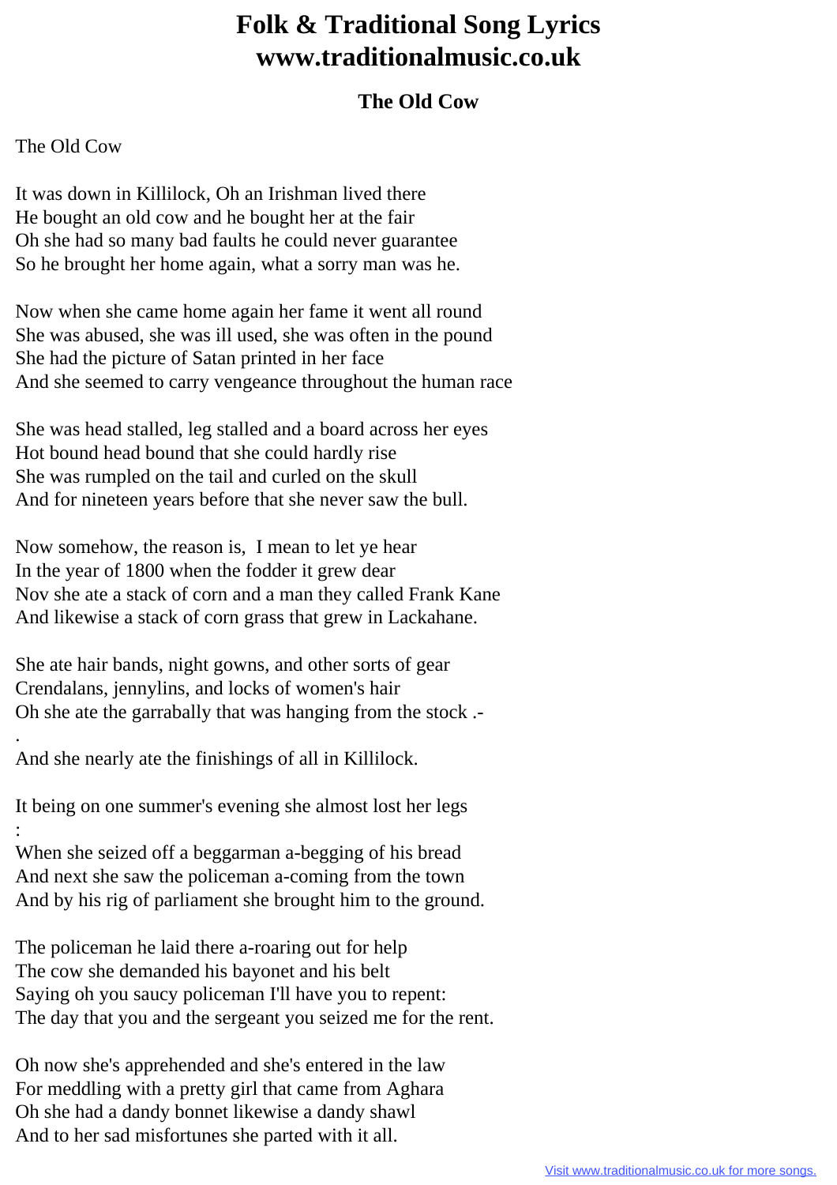# Folk & Traditional Song Lyrics
# www.traditionalmusic.co.uk

## The Old Cow

The Old Cow

It was down in Killilock, Oh an Irishman lived there
He bought an old cow and he bought her at the fair
Oh she had so many bad faults he could never guarantee
So he brought her home again, what a sorry man was he.

Now when she came home again her fame it went all round
She was abused, she was ill used, she was often in the pound
She had the picture of Satan printed in her face
And she seemed to carry vengeance throughout the human race

She was head stalled, leg stalled and a board across her eyes
Hot bound head bound that she could hardly rise
She was rumpled on the tail and curled on the skull
And for nineteen years before that she never saw the bull.

Now somehow, the reason is,  I mean to let ye hear
In the year of 1800 when the fodder it grew dear
Nov she ate a stack of corn and a man they called Frank Kane
And likewise a stack of corn grass that grew in Lackahane.

She ate hair bands, night gowns, and other sorts of gear
Crendalans, jennylins, and locks of women's hair
Oh she ate the garrabally that was hanging from the stock .-
.
And she nearly ate the finishings of all in Killilock.

It being on one summer's evening she almost lost her legs
:
When she seized off a beggarman a-begging of his bread
And next she saw the policeman a-coming from the town
And by his rig of parliament she brought him to the ground.

The policeman he laid there a-roaring out for help
The cow she demanded his bayonet and his belt
Saying oh you saucy policeman I'll have you to repent:
The day that you and the sergeant you seized me for the rent.

Oh now she's apprehended and she's entered in the law
For meddling with a pretty girl that came from Aghara
Oh she had a dandy bonnet likewise a dandy shawl
And to her sad misfortunes she parted with it all.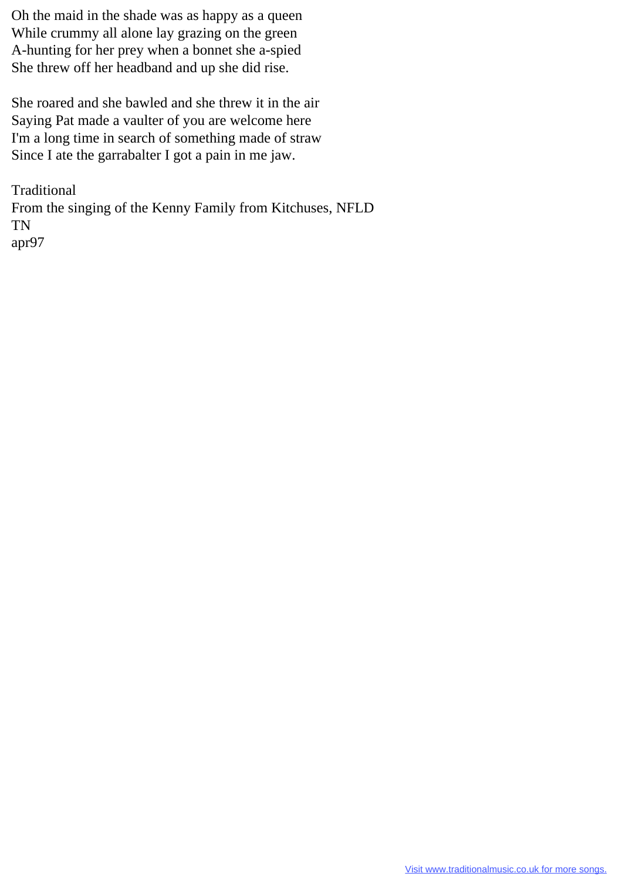Oh the maid in the shade was as happy as a queen
While crummy all alone lay grazing on the green
A-hunting for her prey when a bonnet she a-spied
She threw off her headband and up she did rise.

She roared and she bawled and she threw it in the air
Saying Pat made a vaulter of you are welcome here
I'm a long time in search of something made of straw
Since I ate the garrabalter I got a pain in me jaw.

Traditional
From the singing of the Kenny Family from Kitchuses, NFLD
TN
apr97